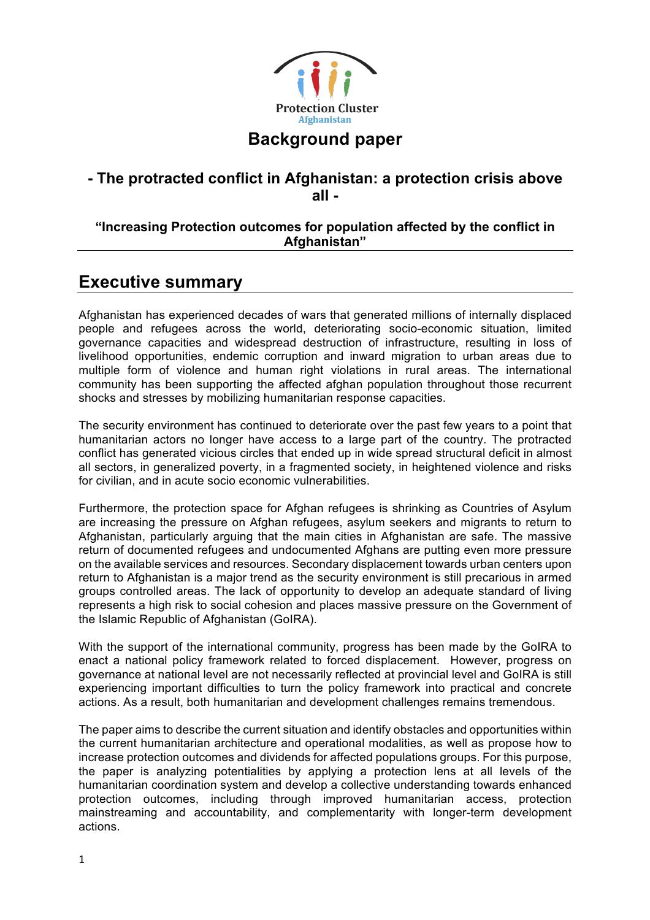Protection Cluster
Afghanistan

# Background paper

## - The protracted conflict in Afghanistan: a protection crisis above all -

**"Increasing Protection outcomes for population affected by the conflict in Afghanistan"**

## Executive summary

Afghanistan has experienced decades of wars that generated millions of internally displaced people and refugees across the world, deteriorating socio-economic situation, limited governance capacities and widespread destruction of infrastructure, resulting in loss of livelihood opportunities, endemic corruption and inward migration to urban areas due to multiple form of violence and human right violations in rural areas. The international community has been supporting the affected afghan population throughout those recurrent shocks and stresses by mobilizing humanitarian response capacities.

The security environment has continued to deteriorate over the past few years to a point that humanitarian actors no longer have access to a large part of the country. The protracted conflict has generated vicious circles that ended up in wide spread structural deficit in almost all sectors, in generalized poverty, in a fragmented society, in heightened violence and risks for civilian, and in acute socio economic vulnerabilities.

Furthermore, the protection space for Afghan refugees is shrinking as Countries of Asylum are increasing the pressure on Afghan refugees, asylum seekers and migrants to return to Afghanistan, particularly arguing that the main cities in Afghanistan are safe. The massive return of documented refugees and undocumented Afghans are putting even more pressure on the available services and resources. Secondary displacement towards urban centers upon return to Afghanistan is a major trend as the security environment is still precarious in armed groups controlled areas. The lack of opportunity to develop an adequate standard of living represents a high risk to social cohesion and places massive pressure on the Government of the Islamic Republic of Afghanistan (GoIRA).

With the support of the international community, progress has been made by the GoIRA to enact a national policy framework related to forced displacement. However, progress on governance at national level are not necessarily reflected at provincial level and GoIRA is still experiencing important difficulties to turn the policy framework into practical and concrete actions. As a result, both humanitarian and development challenges remains tremendous.

The paper aims to describe the current situation and identify obstacles and opportunities within the current humanitarian architecture and operational modalities, as well as propose how to increase protection outcomes and dividends for affected populations groups. For this purpose, the paper is analyzing potentialities by applying a protection lens at all levels of the humanitarian coordination system and develop a collective understanding towards enhanced protection outcomes, including through improved humanitarian access, protection mainstreaming and accountability, and complementarity with longer-term development actions.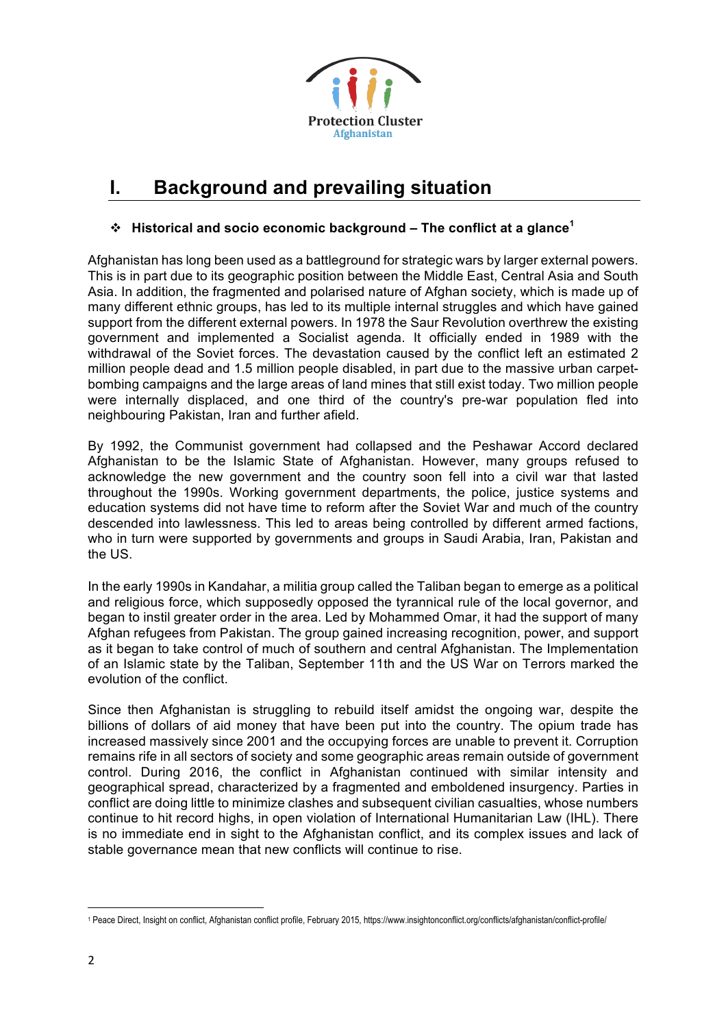# I. Background and prevailing situation

❖ **Historical and socio economic background – The conflict at a glance**[1]

Afghanistan has long been used as a battleground for strategic wars by larger external powers. This is in part due to its geographic position between the Middle East, Central Asia and South Asia. In addition, the fragmented and polarised nature of Afghan society, which is made up of many different ethnic groups, has led to its multiple internal struggles and which have gained support from the different external powers. In 1978 the Saur Revolution overthrew the existing government and implemented a Socialist agenda. It officially ended in 1989 with the withdrawal of the Soviet forces. The devastation caused by the conflict left an estimated 2 million people dead and 1.5 million people disabled, in part due to the massive urban carpet-bombing campaigns and the large areas of land mines that still exist today. Two million people were internally displaced, and one third of the country's pre-war population fled into neighbouring Pakistan, Iran and further afield.

By 1992, the Communist government had collapsed and the Peshawar Accord declared Afghanistan to be the Islamic State of Afghanistan. However, many groups refused to acknowledge the new government and the country soon fell into a civil war that lasted throughout the 1990s. Working government departments, the police, justice systems and education systems did not have time to reform after the Soviet War and much of the country descended into lawlessness. This led to areas being controlled by different armed factions, who in turn were supported by governments and groups in Saudi Arabia, Iran, Pakistan and the US.

In the early 1990s in Kandahar, a militia group called the Taliban began to emerge as a political and religious force, which supposedly opposed the tyrannical rule of the local governor, and began to instil greater order in the area. Led by Mohammed Omar, it had the support of many Afghan refugees from Pakistan. The group gained increasing recognition, power, and support as it began to take control of much of southern and central Afghanistan. The Implementation of an Islamic state by the Taliban, September 11th and the US War on Terrors marked the evolution of the conflict.

Since then Afghanistan is struggling to rebuild itself amidst the ongoing war, despite the billions of dollars of aid money that have been put into the country. The opium trade has increased massively since 2001 and the occupying forces are unable to prevent it. Corruption remains rife in all sectors of society and some geographic areas remain outside of government control. During 2016, the conflict in Afghanistan continued with similar intensity and geographical spread, characterized by a fragmented and emboldened insurgency. Parties in conflict are doing little to minimize clashes and subsequent civilian casualties, whose numbers continue to hit record highs, in open violation of International Humanitarian Law (IHL). There is no immediate end in sight to the Afghanistan conflict, and its complex issues and lack of stable governance mean that new conflicts will continue to rise.

---

[1] Peace Direct, Insight on conflict, Afghanistan conflict profile, February 2015, https://www.insightonconflict.org/conflicts/afghanistan/conflict-profile/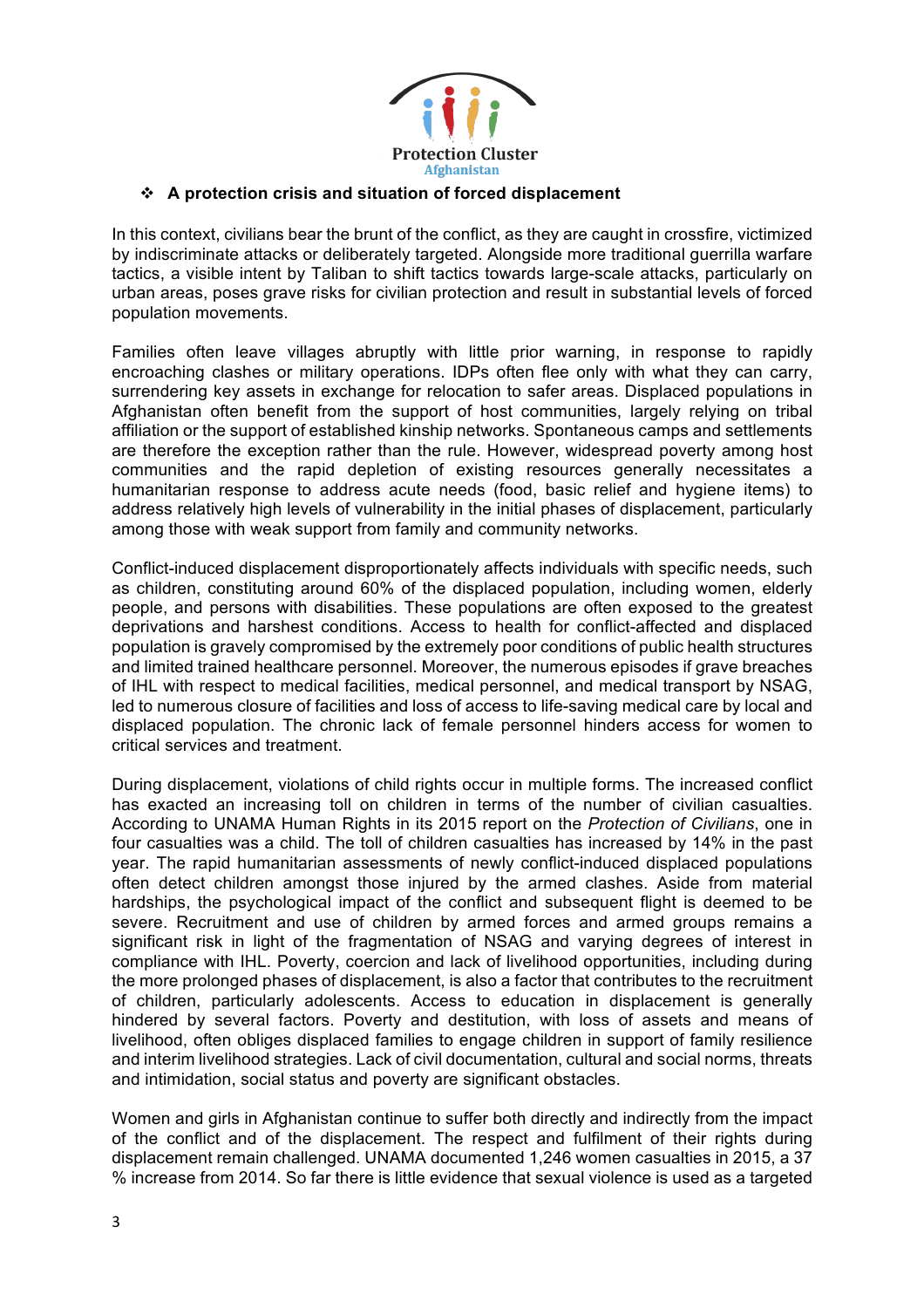## ❖ A protection crisis and situation of forced displacement

In this context, civilians bear the brunt of the conflict, as they are caught in crossfire, victimized by indiscriminate attacks or deliberately targeted. Alongside more traditional guerrilla warfare tactics, a visible intent by Taliban to shift tactics towards large-scale attacks, particularly on urban areas, poses grave risks for civilian protection and result in substantial levels of forced population movements.

Families often leave villages abruptly with little prior warning, in response to rapidly encroaching clashes or military operations. IDPs often flee only with what they can carry, surrendering key assets in exchange for relocation to safer areas. Displaced populations in Afghanistan often benefit from the support of host communities, largely relying on tribal affiliation or the support of established kinship networks. Spontaneous camps and settlements are therefore the exception rather than the rule. However, widespread poverty among host communities and the rapid depletion of existing resources generally necessitates a humanitarian response to address acute needs (food, basic relief and hygiene items) to address relatively high levels of vulnerability in the initial phases of displacement, particularly among those with weak support from family and community networks.

Conflict-induced displacement disproportionately affects individuals with specific needs, such as children, constituting around 60% of the displaced population, including women, elderly people, and persons with disabilities. These populations are often exposed to the greatest deprivations and harshest conditions. Access to health for conflict-affected and displaced population is gravely compromised by the extremely poor conditions of public health structures and limited trained healthcare personnel. Moreover, the numerous episodes if grave breaches of IHL with respect to medical facilities, medical personnel, and medical transport by NSAG, led to numerous closure of facilities and loss of access to life-saving medical care by local and displaced population. The chronic lack of female personnel hinders access for women to critical services and treatment.

During displacement, violations of child rights occur in multiple forms. The increased conflict has exacted an increasing toll on children in terms of the number of civilian casualties. According to UNAMA Human Rights in its 2015 report on the *Protection of Civilians*, one in four casualties was a child. The toll of children casualties has increased by 14% in the past year. The rapid humanitarian assessments of newly conflict-induced displaced populations often detect children amongst those injured by the armed clashes. Aside from material hardships, the psychological impact of the conflict and subsequent flight is deemed to be severe. Recruitment and use of children by armed forces and armed groups remains a significant risk in light of the fragmentation of NSAG and varying degrees of interest in compliance with IHL. Poverty, coercion and lack of livelihood opportunities, including during the more prolonged phases of displacement, is also a factor that contributes to the recruitment of children, particularly adolescents. Access to education in displacement is generally hindered by several factors. Poverty and destitution, with loss of assets and means of livelihood, often obliges displaced families to engage children in support of family resilience and interim livelihood strategies. Lack of civil documentation, cultural and social norms, threats and intimidation, social status and poverty are significant obstacles.

Women and girls in Afghanistan continue to suffer both directly and indirectly from the impact of the conflict and of the displacement. The respect and fulfilment of their rights during displacement remain challenged. UNAMA documented 1,246 women casualties in 2015, a 37 % increase from 2014. So far there is little evidence that sexual violence is used as a targeted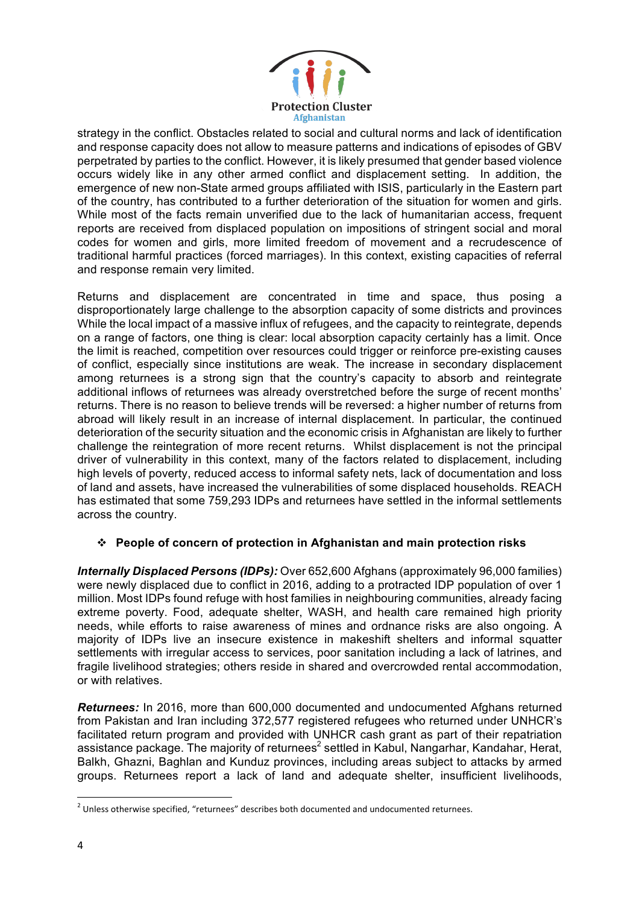strategy in the conflict. Obstacles related to social and cultural norms and lack of identification and response capacity does not allow to measure patterns and indications of episodes of GBV perpetrated by parties to the conflict. However, it is likely presumed that gender based violence occurs widely like in any other armed conflict and displacement setting. In addition, the emergence of new non-State armed groups affiliated with ISIS, particularly in the Eastern part of the country, has contributed to a further deterioration of the situation for women and girls. While most of the facts remain unverified due to the lack of humanitarian access, frequent reports are received from displaced population on impositions of stringent social and moral codes for women and girls, more limited freedom of movement and a recrudescence of traditional harmful practices (forced marriages). In this context, existing capacities of referral and response remain very limited.

Returns and displacement are concentrated in time and space, thus posing a disproportionately large challenge to the absorption capacity of some districts and provinces While the local impact of a massive influx of refugees, and the capacity to reintegrate, depends on a range of factors, one thing is clear: local absorption capacity certainly has a limit. Once the limit is reached, competition over resources could trigger or reinforce pre-existing causes of conflict, especially since institutions are weak. The increase in secondary displacement among returnees is a strong sign that the country's capacity to absorb and reintegrate additional inflows of returnees was already overstretched before the surge of recent months' returns. There is no reason to believe trends will be reversed: a higher number of returns from abroad will likely result in an increase of internal displacement. In particular, the continued deterioration of the security situation and the economic crisis in Afghanistan are likely to further challenge the reintegration of more recent returns. Whilst displacement is not the principal driver of vulnerability in this context, many of the factors related to displacement, including high levels of poverty, reduced access to informal safety nets, lack of documentation and loss of land and assets, have increased the vulnerabilities of some displaced households. REACH has estimated that some 759,293 IDPs and returnees have settled in the informal settlements across the country.

### ❖ People of concern of protection in Afghanistan and main protection risks

***Internally Displaced Persons (IDPs):*** Over 652,600 Afghans (approximately 96,000 families) were newly displaced due to conflict in 2016, adding to a protracted IDP population of over 1 million. Most IDPs found refuge with host families in neighbouring communities, already facing extreme poverty. Food, adequate shelter, WASH, and health care remained high priority needs, while efforts to raise awareness of mines and ordnance risks are also ongoing. A majority of IDPs live an insecure existence in makeshift shelters and informal squatter settlements with irregular access to services, poor sanitation including a lack of latrines, and fragile livelihood strategies; others reside in shared and overcrowded rental accommodation, or with relatives.

***Returnees:*** In 2016, more than 600,000 documented and undocumented Afghans returned from Pakistan and Iran including 372,577 registered refugees who returned under UNHCR's facilitated return program and provided with UNHCR cash grant as part of their repatriation assistance package. The majority of returnees[2] settled in Kabul, Nangarhar, Kandahar, Herat, Balkh, Ghazni, Baghlan and Kunduz provinces, including areas subject to attacks by armed groups. Returnees report a lack of land and adequate shelter, insufficient livelihoods,

[2] Unless otherwise specified, "returnees" describes both documented and undocumented returnees.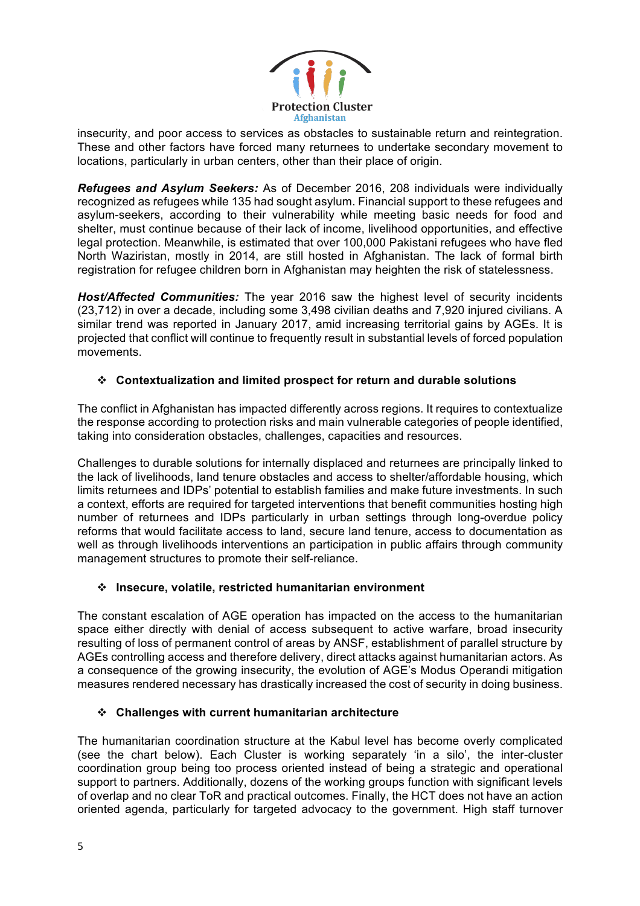insecurity, and poor access to services as obstacles to sustainable return and reintegration. These and other factors have forced many returnees to undertake secondary movement to locations, particularly in urban centers, other than their place of origin.

***Refugees and Asylum Seekers:*** As of December 2016, 208 individuals were individually recognized as refugees while 135 had sought asylum. Financial support to these refugees and asylum-seekers, according to their vulnerability while meeting basic needs for food and shelter, must continue because of their lack of income, livelihood opportunities, and effective legal protection. Meanwhile, is estimated that over 100,000 Pakistani refugees who have fled North Waziristan, mostly in 2014, are still hosted in Afghanistan. The lack of formal birth registration for refugee children born in Afghanistan may heighten the risk of statelessness.

***Host/Affected Communities:*** The year 2016 saw the highest level of security incidents (23,712) in over a decade, including some 3,498 civilian deaths and 7,920 injured civilians. A similar trend was reported in January 2017, amid increasing territorial gains by AGEs. It is projected that conflict will continue to frequently result in substantial levels of forced population movements.

- ❖ **Contextualization and limited prospect for return and durable solutions**

The conflict in Afghanistan has impacted differently across regions. It requires to contextualize the response according to protection risks and main vulnerable categories of people identified, taking into consideration obstacles, challenges, capacities and resources.

Challenges to durable solutions for internally displaced and returnees are principally linked to the lack of livelihoods, land tenure obstacles and access to shelter/affordable housing, which limits returnees and IDPs' potential to establish families and make future investments. In such a context, efforts are required for targeted interventions that benefit communities hosting high number of returnees and IDPs particularly in urban settings through long-overdue policy reforms that would facilitate access to land, secure land tenure, access to documentation as well as through livelihoods interventions an participation in public affairs through community management structures to promote their self-reliance.

- ❖ **Insecure, volatile, restricted humanitarian environment**

The constant escalation of AGE operation has impacted on the access to the humanitarian space either directly with denial of access subsequent to active warfare, broad insecurity resulting of loss of permanent control of areas by ANSF, establishment of parallel structure by AGEs controlling access and therefore delivery, direct attacks against humanitarian actors. As a consequence of the growing insecurity, the evolution of AGE's Modus Operandi mitigation measures rendered necessary has drastically increased the cost of security in doing business.

- ❖ **Challenges with current humanitarian architecture**

The humanitarian coordination structure at the Kabul level has become overly complicated (see the chart below). Each Cluster is working separately 'in a silo', the inter-cluster coordination group being too process oriented instead of being a strategic and operational support to partners. Additionally, dozens of the working groups function with significant levels of overlap and no clear ToR and practical outcomes. Finally, the HCT does not have an action oriented agenda, particularly for targeted advocacy to the government. High staff turnover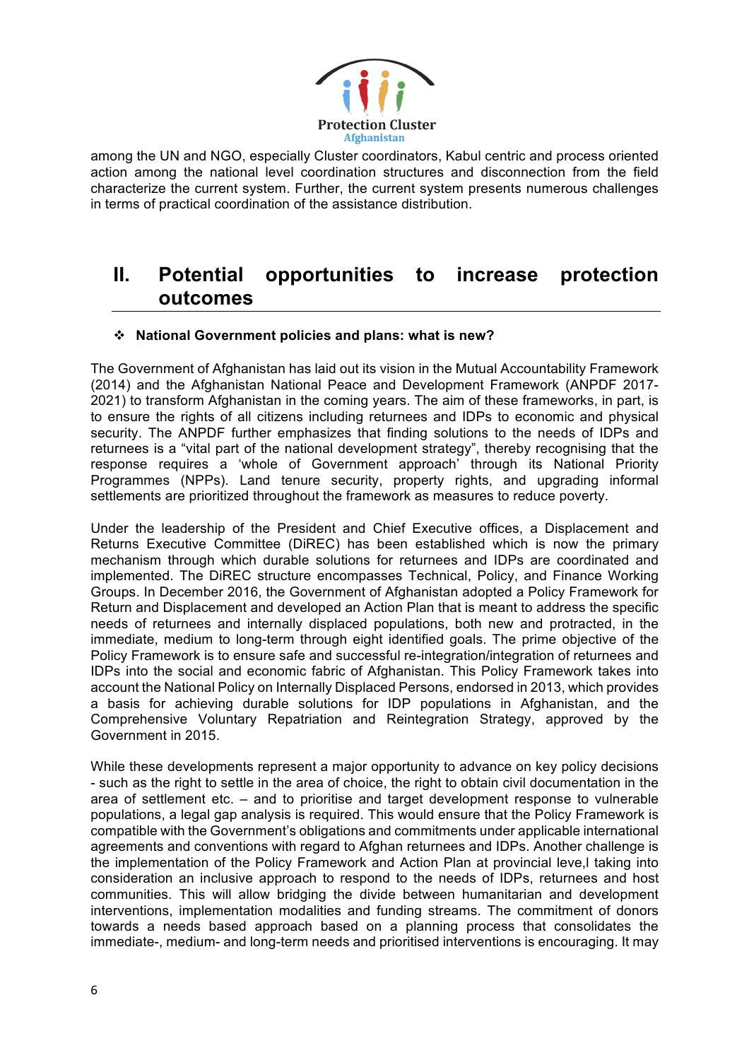among the UN and NGO, especially Cluster coordinators, Kabul centric and process oriented action among the national level coordination structures and disconnection from the field characterize the current system. Further, the current system presents numerous challenges in terms of practical coordination of the assistance distribution.

## II. Potential opportunities to increase protection outcomes

❖ **National Government policies and plans: what is new?**

The Government of Afghanistan has laid out its vision in the Mutual Accountability Framework (2014) and the Afghanistan National Peace and Development Framework (ANPDF 2017-2021) to transform Afghanistan in the coming years. The aim of these frameworks, in part, is to ensure the rights of all citizens including returnees and IDPs to economic and physical security. The ANPDF further emphasizes that finding solutions to the needs of IDPs and returnees is a "vital part of the national development strategy", thereby recognising that the response requires a 'whole of Government approach' through its National Priority Programmes (NPPs). Land tenure security, property rights, and upgrading informal settlements are prioritized throughout the framework as measures to reduce poverty.

Under the leadership of the President and Chief Executive offices, a Displacement and Returns Executive Committee (DiREC) has been established which is now the primary mechanism through which durable solutions for returnees and IDPs are coordinated and implemented. The DiREC structure encompasses Technical, Policy, and Finance Working Groups. In December 2016, the Government of Afghanistan adopted a Policy Framework for Return and Displacement and developed an Action Plan that is meant to address the specific needs of returnees and internally displaced populations, both new and protracted, in the immediate, medium to long-term through eight identified goals. The prime objective of the Policy Framework is to ensure safe and successful re-integration/integration of returnees and IDPs into the social and economic fabric of Afghanistan. This Policy Framework takes into account the National Policy on Internally Displaced Persons, endorsed in 2013, which provides a basis for achieving durable solutions for IDP populations in Afghanistan, and the Comprehensive Voluntary Repatriation and Reintegration Strategy, approved by the Government in 2015.

While these developments represent a major opportunity to advance on key policy decisions - such as the right to settle in the area of choice, the right to obtain civil documentation in the area of settlement etc. – and to prioritise and target development response to vulnerable populations, a legal gap analysis is required. This would ensure that the Policy Framework is compatible with the Government's obligations and commitments under applicable international agreements and conventions with regard to Afghan returnees and IDPs. Another challenge is the implementation of the Policy Framework and Action Plan at provincial leve,l taking into consideration an inclusive approach to respond to the needs of IDPs, returnees and host communities. This will allow bridging the divide between humanitarian and development interventions, implementation modalities and funding streams. The commitment of donors towards a needs based approach based on a planning process that consolidates the immediate-, medium- and long-term needs and prioritised interventions is encouraging. It may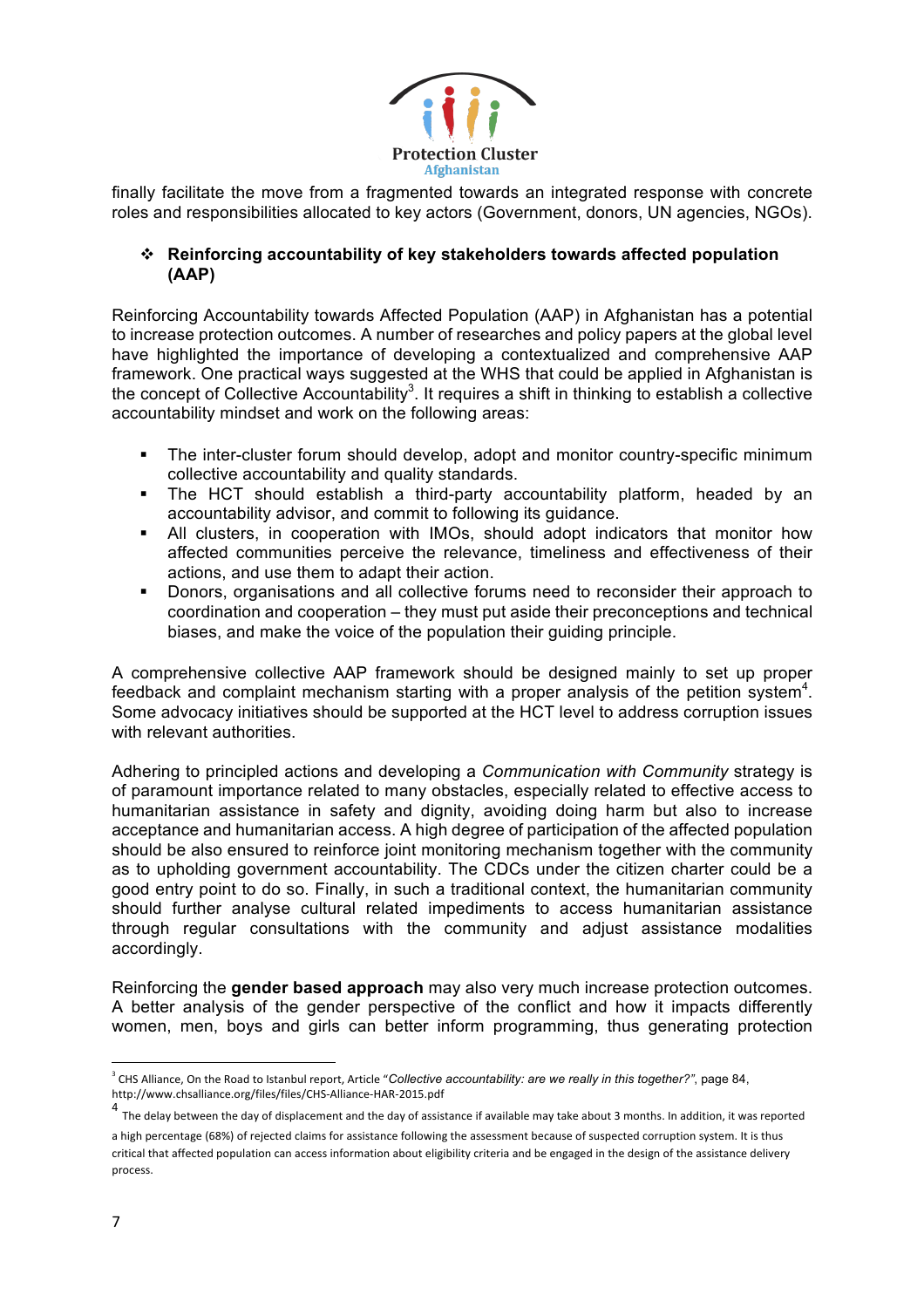finally facilitate the move from a fragmented towards an integrated response with concrete roles and responsibilities allocated to key actors (Government, donors, UN agencies, NGOs).

- **Reinforcing accountability of key stakeholders towards affected population (AAP)**

Reinforcing Accountability towards Affected Population (AAP) in Afghanistan has a potential to increase protection outcomes. A number of researches and policy papers at the global level have highlighted the importance of developing a contextualized and comprehensive AAP framework. One practical ways suggested at the WHS that could be applied in Afghanistan is the concept of Collective Accountability[3]. It requires a shift in thinking to establish a collective accountability mindset and work on the following areas:

- The inter-cluster forum should develop, adopt and monitor country-specific minimum collective accountability and quality standards.
- The HCT should establish a third-party accountability platform, headed by an accountability advisor, and commit to following its guidance.
- All clusters, in cooperation with IMOs, should adopt indicators that monitor how affected communities perceive the relevance, timeliness and effectiveness of their actions, and use them to adapt their action.
- Donors, organisations and all collective forums need to reconsider their approach to coordination and cooperation – they must put aside their preconceptions and technical biases, and make the voice of the population their guiding principle.

A comprehensive collective AAP framework should be designed mainly to set up proper feedback and complaint mechanism starting with a proper analysis of the petition system[4]. Some advocacy initiatives should be supported at the HCT level to address corruption issues with relevant authorities.

Adhering to principled actions and developing a *Communication with Community* strategy is of paramount importance related to many obstacles, especially related to effective access to humanitarian assistance in safety and dignity, avoiding doing harm but also to increase acceptance and humanitarian access. A high degree of participation of the affected population should be also ensured to reinforce joint monitoring mechanism together with the community as to upholding government accountability. The CDCs under the citizen charter could be a good entry point to do so. Finally, in such a traditional context, the humanitarian community should further analyse cultural related impediments to access humanitarian assistance through regular consultations with the community and adjust assistance modalities accordingly.

Reinforcing the **gender based approach** may also very much increase protection outcomes. A better analysis of the gender perspective of the conflict and how it impacts differently women, men, boys and girls can better inform programming, thus generating protection

---

[3] CHS Alliance, On the Road to Istanbul report, Article "*Collective accountability: are we really in this together?*", page 84, http://www.chsalliance.org/files/files/CHS-Alliance-HAR-2015.pdf

[4] The delay between the day of displacement and the day of assistance if available may take about 3 months. In addition, it was reported a high percentage (68%) of rejected claims for assistance following the assessment because of suspected corruption system. It is thus critical that affected population can access information about eligibility criteria and be engaged in the design of the assistance delivery process.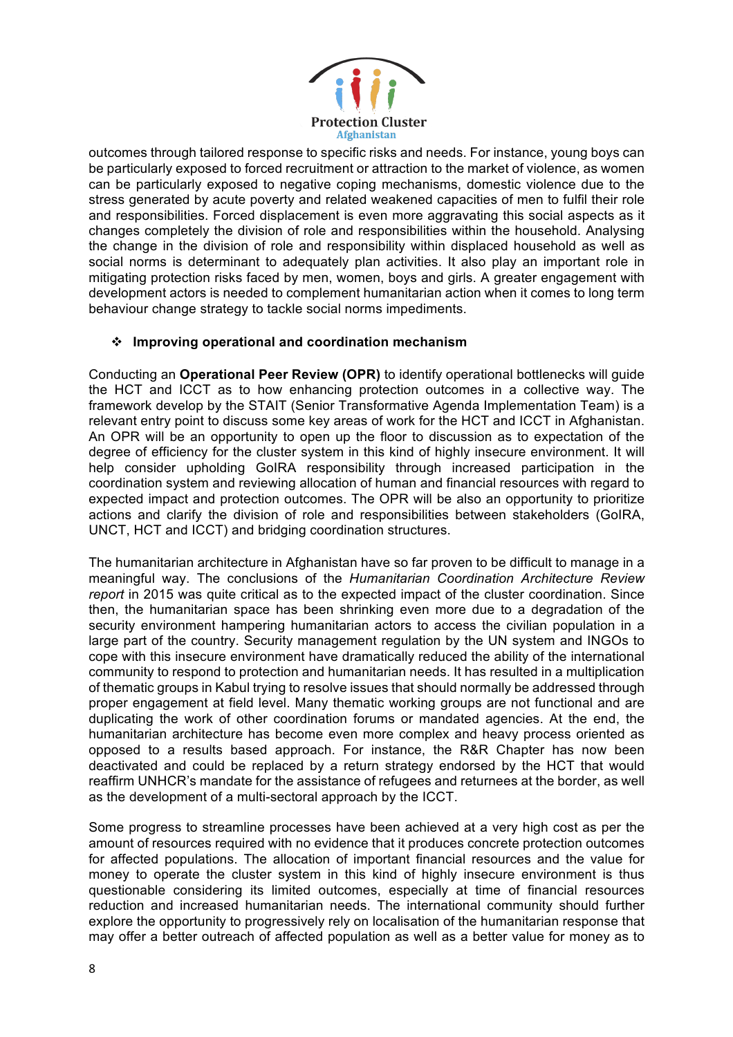outcomes through tailored response to specific risks and needs. For instance, young boys can be particularly exposed to forced recruitment or attraction to the market of violence, as women can be particularly exposed to negative coping mechanisms, domestic violence due to the stress generated by acute poverty and related weakened capacities of men to fulfil their role and responsibilities. Forced displacement is even more aggravating this social aspects as it changes completely the division of role and responsibilities within the household. Analysing the change in the division of role and responsibility within displaced household as well as social norms is determinant to adequately plan activities. It also play an important role in mitigating protection risks faced by men, women, boys and girls. A greater engagement with development actors is needed to complement humanitarian action when it comes to long term behaviour change strategy to tackle social norms impediments.

- **Improving operational and coordination mechanism**

Conducting an **Operational Peer Review (OPR)** to identify operational bottlenecks will guide the HCT and ICCT as to how enhancing protection outcomes in a collective way. The framework develop by the STAIT (Senior Transformative Agenda Implementation Team) is a relevant entry point to discuss some key areas of work for the HCT and ICCT in Afghanistan. An OPR will be an opportunity to open up the floor to discussion as to expectation of the degree of efficiency for the cluster system in this kind of highly insecure environment. It will help consider upholding GoIRA responsibility through increased participation in the coordination system and reviewing allocation of human and financial resources with regard to expected impact and protection outcomes. The OPR will be also an opportunity to prioritize actions and clarify the division of role and responsibilities between stakeholders (GoIRA, UNCT, HCT and ICCT) and bridging coordination structures.

The humanitarian architecture in Afghanistan have so far proven to be difficult to manage in a meaningful way. The conclusions of the *Humanitarian Coordination Architecture Review report* in 2015 was quite critical as to the expected impact of the cluster coordination. Since then, the humanitarian space has been shrinking even more due to a degradation of the security environment hampering humanitarian actors to access the civilian population in a large part of the country. Security management regulation by the UN system and INGOs to cope with this insecure environment have dramatically reduced the ability of the international community to respond to protection and humanitarian needs. It has resulted in a multiplication of thematic groups in Kabul trying to resolve issues that should normally be addressed through proper engagement at field level. Many thematic working groups are not functional and are duplicating the work of other coordination forums or mandated agencies. At the end, the humanitarian architecture has become even more complex and heavy process oriented as opposed to a results based approach. For instance, the R&R Chapter has now been deactivated and could be replaced by a return strategy endorsed by the HCT that would reaffirm UNHCR's mandate for the assistance of refugees and returnees at the border, as well as the development of a multi-sectoral approach by the ICCT.

Some progress to streamline processes have been achieved at a very high cost as per the amount of resources required with no evidence that it produces concrete protection outcomes for affected populations. The allocation of important financial resources and the value for money to operate the cluster system in this kind of highly insecure environment is thus questionable considering its limited outcomes, especially at time of financial resources reduction and increased humanitarian needs. The international community should further explore the opportunity to progressively rely on localisation of the humanitarian response that may offer a better outreach of affected population as well as a better value for money as to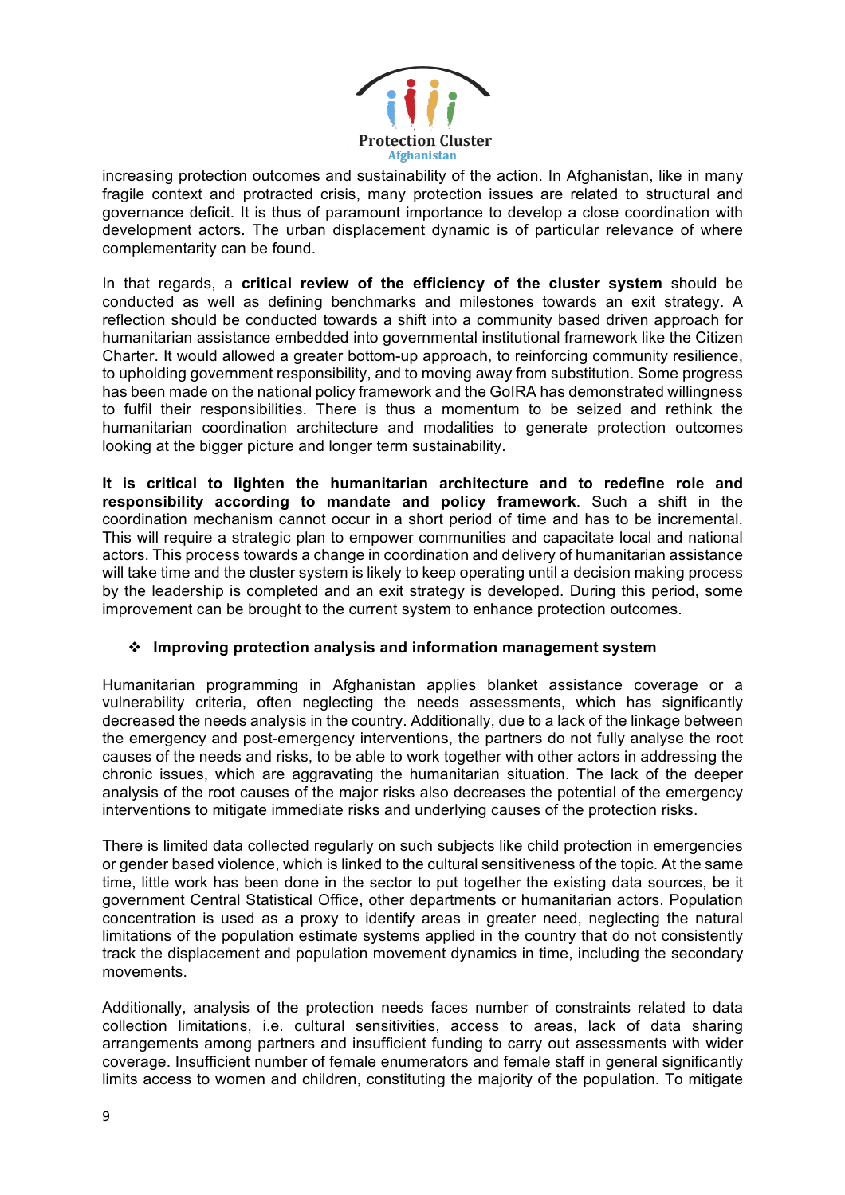increasing protection outcomes and sustainability of the action. In Afghanistan, like in many fragile context and protracted crisis, many protection issues are related to structural and governance deficit. It is thus of paramount importance to develop a close coordination with development actors. The urban displacement dynamic is of particular relevance of where complementarity can be found.

In that regards, a **critical review of the efficiency of the cluster system** should be conducted as well as defining benchmarks and milestones towards an exit strategy. A reflection should be conducted towards a shift into a community based driven approach for humanitarian assistance embedded into governmental institutional framework like the Citizen Charter. It would allowed a greater bottom-up approach, to reinforcing community resilience, to upholding government responsibility, and to moving away from substitution. Some progress has been made on the national policy framework and the GoIRA has demonstrated willingness to fulfil their responsibilities. There is thus a momentum to be seized and rethink the humanitarian coordination architecture and modalities to generate protection outcomes looking at the bigger picture and longer term sustainability.

**It is critical to lighten the humanitarian architecture and to redefine role and responsibility according to mandate and policy framework**. Such a shift in the coordination mechanism cannot occur in a short period of time and has to be incremental. This will require a strategic plan to empower communities and capacitate local and national actors. This process towards a change in coordination and delivery of humanitarian assistance will take time and the cluster system is likely to keep operating until a decision making process by the leadership is completed and an exit strategy is developed. During this period, some improvement can be brought to the current system to enhance protection outcomes.

- **Improving protection analysis and information management system**

Humanitarian programming in Afghanistan applies blanket assistance coverage or a vulnerability criteria, often neglecting the needs assessments, which has significantly decreased the needs analysis in the country. Additionally, due to a lack of the linkage between the emergency and post-emergency interventions, the partners do not fully analyse the root causes of the needs and risks, to be able to work together with other actors in addressing the chronic issues, which are aggravating the humanitarian situation. The lack of the deeper analysis of the root causes of the major risks also decreases the potential of the emergency interventions to mitigate immediate risks and underlying causes of the protection risks.

There is limited data collected regularly on such subjects like child protection in emergencies or gender based violence, which is linked to the cultural sensitiveness of the topic. At the same time, little work has been done in the sector to put together the existing data sources, be it government Central Statistical Office, other departments or humanitarian actors. Population concentration is used as a proxy to identify areas in greater need, neglecting the natural limitations of the population estimate systems applied in the country that do not consistently track the displacement and population movement dynamics in time, including the secondary movements.

Additionally, analysis of the protection needs faces number of constraints related to data collection limitations, i.e. cultural sensitivities, access to areas, lack of data sharing arrangements among partners and insufficient funding to carry out assessments with wider coverage. Insufficient number of female enumerators and female staff in general significantly limits access to women and children, constituting the majority of the population. To mitigate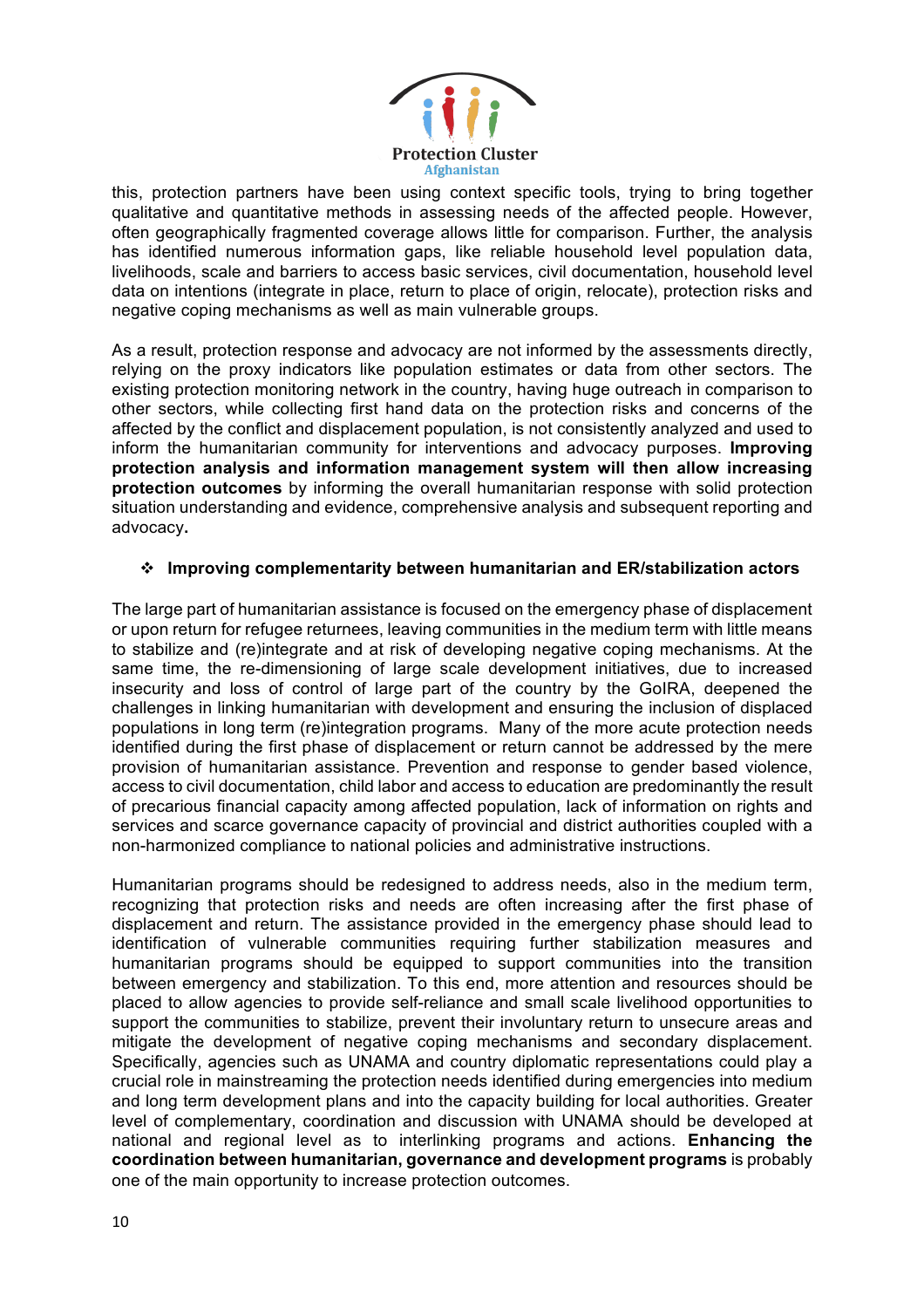this, protection partners have been using context specific tools, trying to bring together qualitative and quantitative methods in assessing needs of the affected people. However, often geographically fragmented coverage allows little for comparison. Further, the analysis has identified numerous information gaps, like reliable household level population data, livelihoods, scale and barriers to access basic services, civil documentation, household level data on intentions (integrate in place, return to place of origin, relocate), protection risks and negative coping mechanisms as well as main vulnerable groups.

As a result, protection response and advocacy are not informed by the assessments directly, relying on the proxy indicators like population estimates or data from other sectors. The existing protection monitoring network in the country, having huge outreach in comparison to other sectors, while collecting first hand data on the protection risks and concerns of the affected by the conflict and displacement population, is not consistently analyzed and used to inform the humanitarian community for interventions and advocacy purposes. **Improving protection analysis and information management system will then allow increasing protection outcomes** by informing the overall humanitarian response with solid protection situation understanding and evidence, comprehensive analysis and subsequent reporting and advocacy**.**

- **Improving complementarity between humanitarian and ER/stabilization actors**

The large part of humanitarian assistance is focused on the emergency phase of displacement or upon return for refugee returnees, leaving communities in the medium term with little means to stabilize and (re)integrate and at risk of developing negative coping mechanisms. At the same time, the re-dimensioning of large scale development initiatives, due to increased insecurity and loss of control of large part of the country by the GoIRA, deepened the challenges in linking humanitarian with development and ensuring the inclusion of displaced populations in long term (re)integration programs. Many of the more acute protection needs identified during the first phase of displacement or return cannot be addressed by the mere provision of humanitarian assistance. Prevention and response to gender based violence, access to civil documentation, child labor and access to education are predominantly the result of precarious financial capacity among affected population, lack of information on rights and services and scarce governance capacity of provincial and district authorities coupled with a non-harmonized compliance to national policies and administrative instructions.

Humanitarian programs should be redesigned to address needs, also in the medium term, recognizing that protection risks and needs are often increasing after the first phase of displacement and return. The assistance provided in the emergency phase should lead to identification of vulnerable communities requiring further stabilization measures and humanitarian programs should be equipped to support communities into the transition between emergency and stabilization. To this end, more attention and resources should be placed to allow agencies to provide self-reliance and small scale livelihood opportunities to support the communities to stabilize, prevent their involuntary return to unsecure areas and mitigate the development of negative coping mechanisms and secondary displacement. Specifically, agencies such as UNAMA and country diplomatic representations could play a crucial role in mainstreaming the protection needs identified during emergencies into medium and long term development plans and into the capacity building for local authorities. Greater level of complementary, coordination and discussion with UNAMA should be developed at national and regional level as to interlinking programs and actions. **Enhancing the coordination between humanitarian, governance and development programs** is probably one of the main opportunity to increase protection outcomes.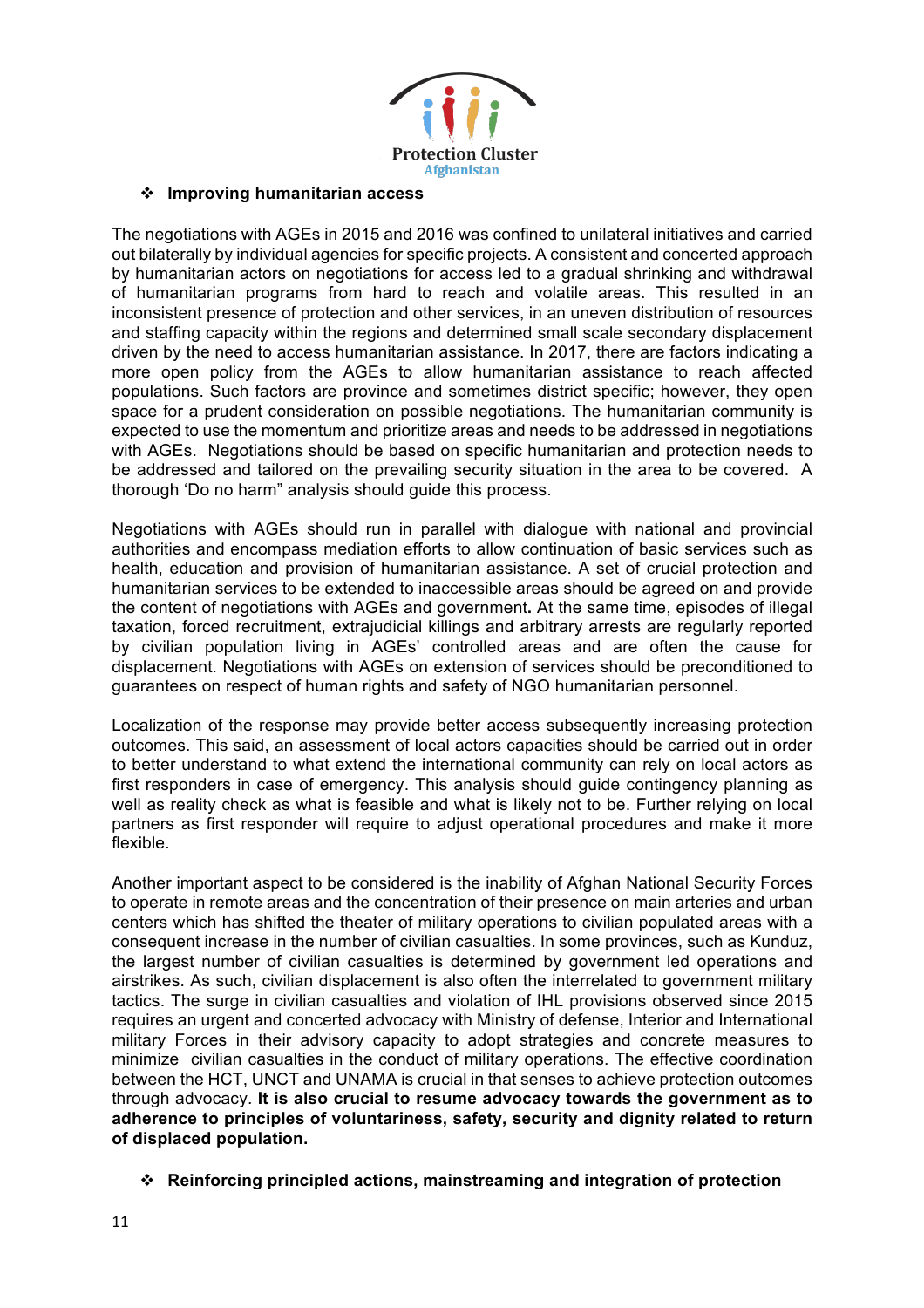- **Improving humanitarian access**

The negotiations with AGEs in 2015 and 2016 was confined to unilateral initiatives and carried out bilaterally by individual agencies for specific projects. A consistent and concerted approach by humanitarian actors on negotiations for access led to a gradual shrinking and withdrawal of humanitarian programs from hard to reach and volatile areas. This resulted in an inconsistent presence of protection and other services, in an uneven distribution of resources and staffing capacity within the regions and determined small scale secondary displacement driven by the need to access humanitarian assistance. In 2017, there are factors indicating a more open policy from the AGEs to allow humanitarian assistance to reach affected populations. Such factors are province and sometimes district specific; however, they open space for a prudent consideration on possible negotiations. The humanitarian community is expected to use the momentum and prioritize areas and needs to be addressed in negotiations with AGEs. Negotiations should be based on specific humanitarian and protection needs to be addressed and tailored on the prevailing security situation in the area to be covered. A thorough 'Do no harm" analysis should guide this process.

Negotiations with AGEs should run in parallel with dialogue with national and provincial authorities and encompass mediation efforts to allow continuation of basic services such as health, education and provision of humanitarian assistance. A set of crucial protection and humanitarian services to be extended to inaccessible areas should be agreed on and provide the content of negotiations with AGEs and government**.** At the same time, episodes of illegal taxation, forced recruitment, extrajudicial killings and arbitrary arrests are regularly reported by civilian population living in AGEs' controlled areas and are often the cause for displacement. Negotiations with AGEs on extension of services should be preconditioned to guarantees on respect of human rights and safety of NGO humanitarian personnel.

Localization of the response may provide better access subsequently increasing protection outcomes. This said, an assessment of local actors capacities should be carried out in order to better understand to what extend the international community can rely on local actors as first responders in case of emergency. This analysis should guide contingency planning as well as reality check as what is feasible and what is likely not to be. Further relying on local partners as first responder will require to adjust operational procedures and make it more flexible.

Another important aspect to be considered is the inability of Afghan National Security Forces to operate in remote areas and the concentration of their presence on main arteries and urban centers which has shifted the theater of military operations to civilian populated areas with a consequent increase in the number of civilian casualties. In some provinces, such as Kunduz, the largest number of civilian casualties is determined by government led operations and airstrikes. As such, civilian displacement is also often the interrelated to government military tactics. The surge in civilian casualties and violation of IHL provisions observed since 2015 requires an urgent and concerted advocacy with Ministry of defense, Interior and International military Forces in their advisory capacity to adopt strategies and concrete measures to minimize civilian casualties in the conduct of military operations. The effective coordination between the HCT, UNCT and UNAMA is crucial in that senses to achieve protection outcomes through advocacy. **It is also crucial to resume advocacy towards the government as to adherence to principles of voluntariness, safety, security and dignity related to return of displaced population.**

- **Reinforcing principled actions, mainstreaming and integration of protection**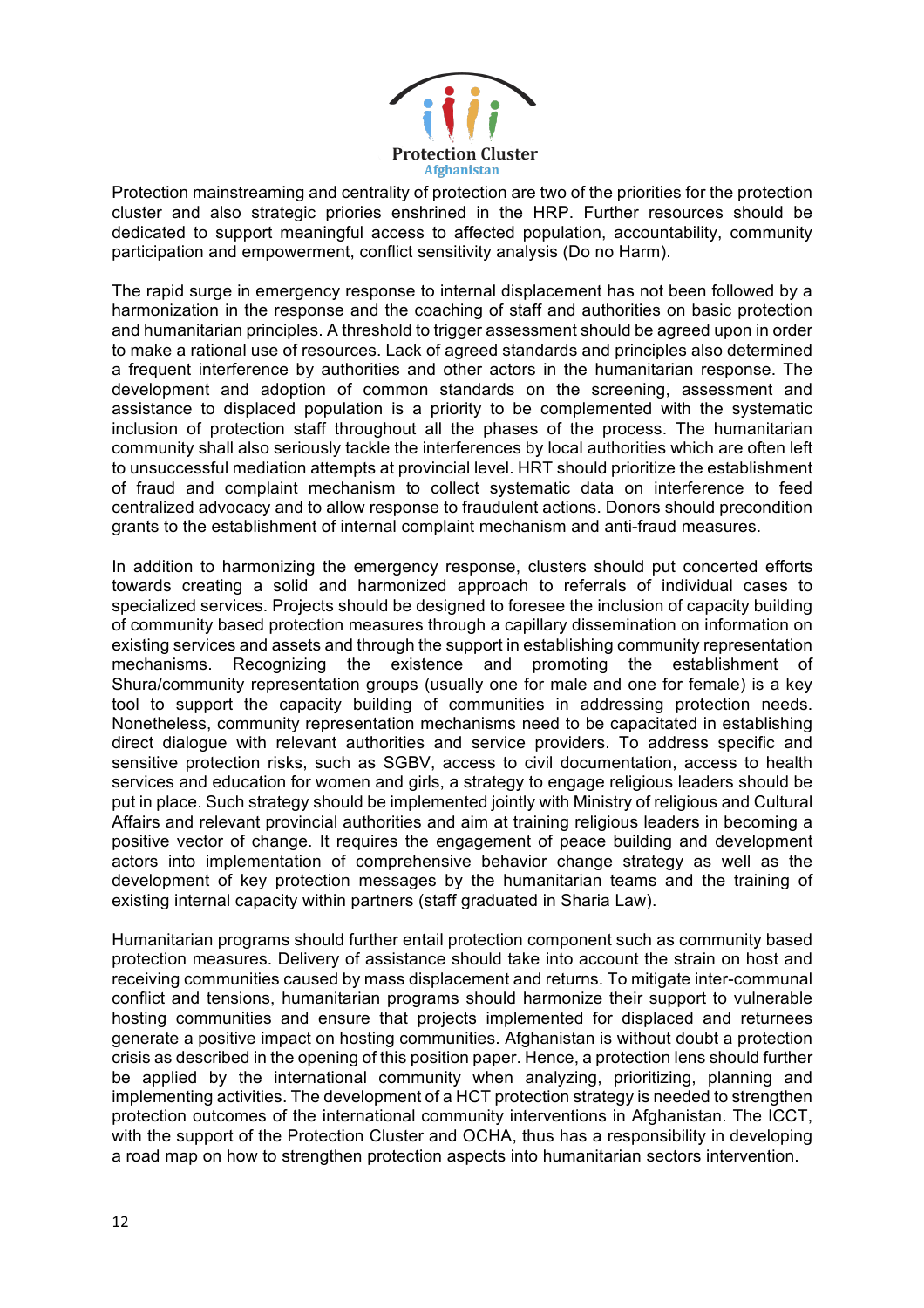Protection mainstreaming and centrality of protection are two of the priorities for the protection cluster and also strategic priories enshrined in the HRP. Further resources should be dedicated to support meaningful access to affected population, accountability, community participation and empowerment, conflict sensitivity analysis (Do no Harm).

The rapid surge in emergency response to internal displacement has not been followed by a harmonization in the response and the coaching of staff and authorities on basic protection and humanitarian principles. A threshold to trigger assessment should be agreed upon in order to make a rational use of resources. Lack of agreed standards and principles also determined a frequent interference by authorities and other actors in the humanitarian response. The development and adoption of common standards on the screening, assessment and assistance to displaced population is a priority to be complemented with the systematic inclusion of protection staff throughout all the phases of the process. The humanitarian community shall also seriously tackle the interferences by local authorities which are often left to unsuccessful mediation attempts at provincial level. HRT should prioritize the establishment of fraud and complaint mechanism to collect systematic data on interference to feed centralized advocacy and to allow response to fraudulent actions. Donors should precondition grants to the establishment of internal complaint mechanism and anti-fraud measures.

In addition to harmonizing the emergency response, clusters should put concerted efforts towards creating a solid and harmonized approach to referrals of individual cases to specialized services. Projects should be designed to foresee the inclusion of capacity building of community based protection measures through a capillary dissemination on information on existing services and assets and through the support in establishing community representation mechanisms. Recognizing the existence and promoting the establishment of Shura/community representation groups (usually one for male and one for female) is a key tool to support the capacity building of communities in addressing protection needs. Nonetheless, community representation mechanisms need to be capacitated in establishing direct dialogue with relevant authorities and service providers. To address specific and sensitive protection risks, such as SGBV, access to civil documentation, access to health services and education for women and girls, a strategy to engage religious leaders should be put in place. Such strategy should be implemented jointly with Ministry of religious and Cultural Affairs and relevant provincial authorities and aim at training religious leaders in becoming a positive vector of change. It requires the engagement of peace building and development actors into implementation of comprehensive behavior change strategy as well as the development of key protection messages by the humanitarian teams and the training of existing internal capacity within partners (staff graduated in Sharia Law).

Humanitarian programs should further entail protection component such as community based protection measures. Delivery of assistance should take into account the strain on host and receiving communities caused by mass displacement and returns. To mitigate inter-communal conflict and tensions, humanitarian programs should harmonize their support to vulnerable hosting communities and ensure that projects implemented for displaced and returnees generate a positive impact on hosting communities. Afghanistan is without doubt a protection crisis as described in the opening of this position paper. Hence, a protection lens should further be applied by the international community when analyzing, prioritizing, planning and implementing activities. The development of a HCT protection strategy is needed to strengthen protection outcomes of the international community interventions in Afghanistan. The ICCT, with the support of the Protection Cluster and OCHA, thus has a responsibility in developing a road map on how to strengthen protection aspects into humanitarian sectors intervention.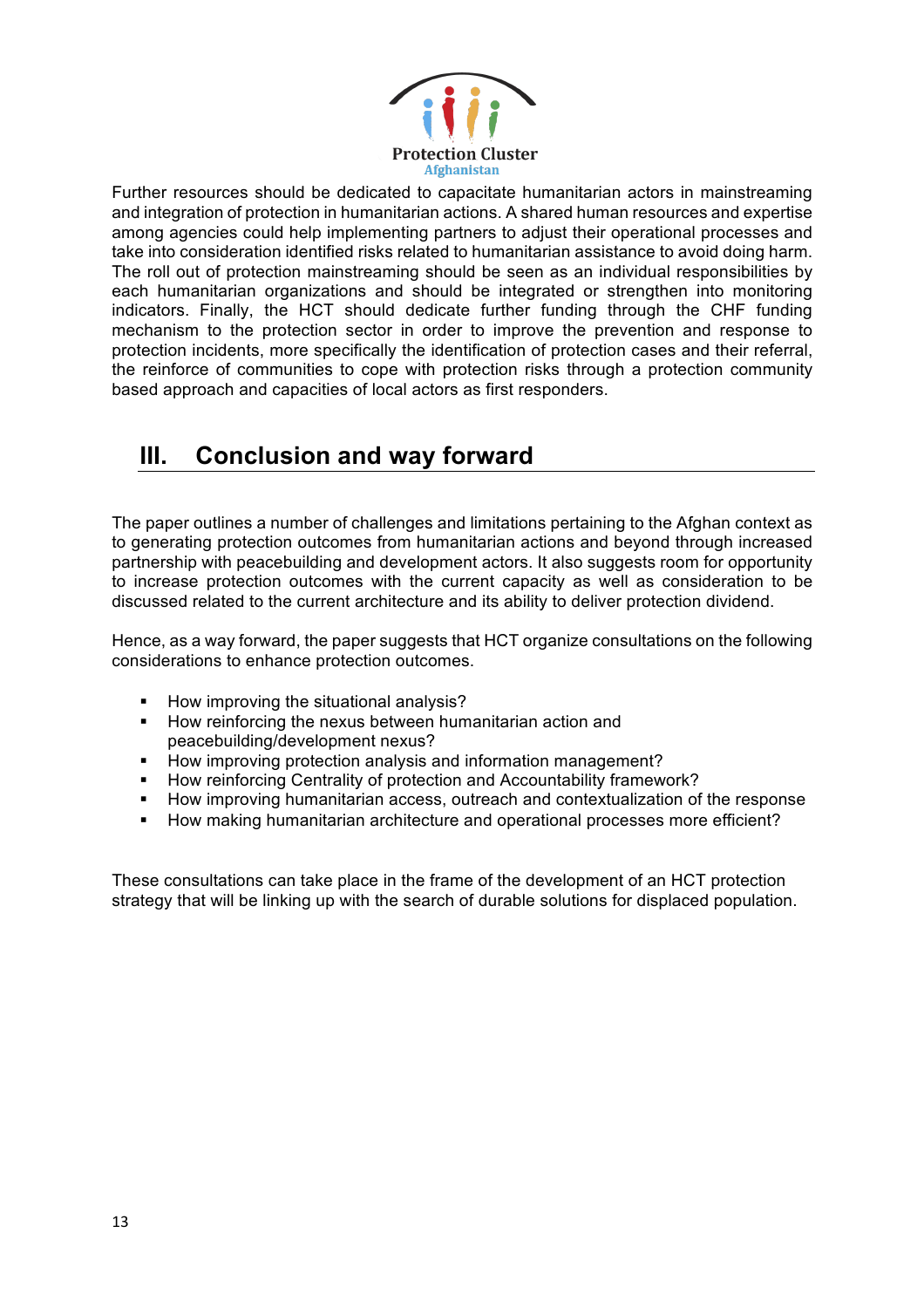Further resources should be dedicated to capacitate humanitarian actors in mainstreaming and integration of protection in humanitarian actions. A shared human resources and expertise among agencies could help implementing partners to adjust their operational processes and take into consideration identified risks related to humanitarian assistance to avoid doing harm. The roll out of protection mainstreaming should be seen as an individual responsibilities by each humanitarian organizations and should be integrated or strengthen into monitoring indicators. Finally, the HCT should dedicate further funding through the CHF funding mechanism to the protection sector in order to improve the prevention and response to protection incidents, more specifically the identification of protection cases and their referral, the reinforce of communities to cope with protection risks through a protection community based approach and capacities of local actors as first responders.

## III. Conclusion and way forward

The paper outlines a number of challenges and limitations pertaining to the Afghan context as to generating protection outcomes from humanitarian actions and beyond through increased partnership with peacebuilding and development actors. It also suggests room for opportunity to increase protection outcomes with the current capacity as well as consideration to be discussed related to the current architecture and its ability to deliver protection dividend.

Hence, as a way forward, the paper suggests that HCT organize consultations on the following considerations to enhance protection outcomes.

- How improving the situational analysis?
- How reinforcing the nexus between humanitarian action and peacebuilding/development nexus?
- How improving protection analysis and information management?
- How reinforcing Centrality of protection and Accountability framework?
- How improving humanitarian access, outreach and contextualization of the response
- How making humanitarian architecture and operational processes more efficient?

These consultations can take place in the frame of the development of an HCT protection strategy that will be linking up with the search of durable solutions for displaced population.